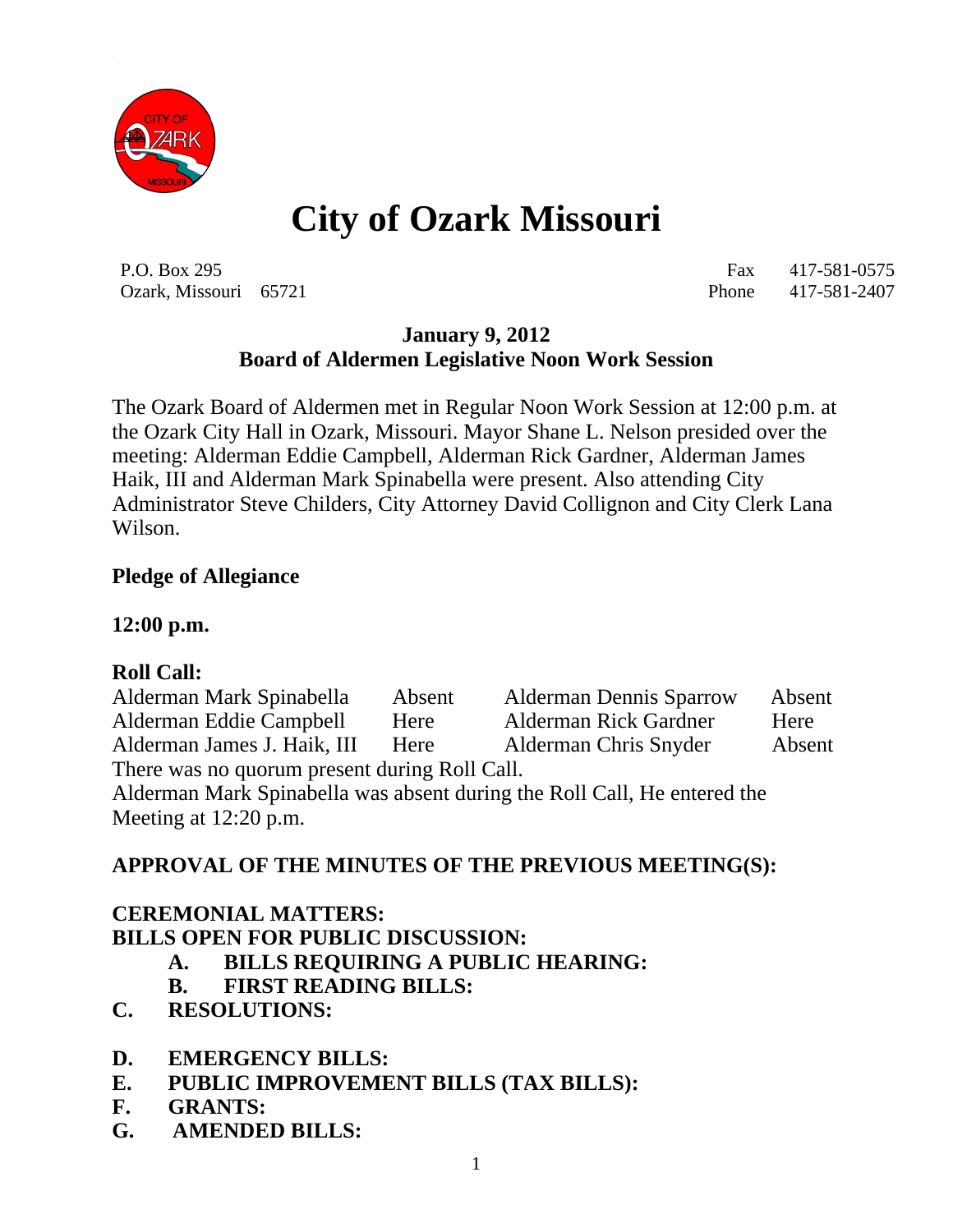# City of Ozark Missouri

P.O. Box 295
Ozark, Missouri 65721

Fax 417-581-0575
Phone 417-581-2407

**January 9, 2012**
**Board of Aldermen Legislative Noon Work Session**

The Ozark Board of Aldermen met in Regular Noon Work Session at 12:00 p.m. at the Ozark City Hall in Ozark, Missouri. Mayor Shane L. Nelson presided over the meeting: Alderman Eddie Campbell, Alderman Rick Gardner, Alderman James Haik, III and Alderman Mark Spinabella were present. Also attending City Administrator Steve Childers, City Attorney David Collignon and City Clerk Lana Wilson.

**Pledge of Allegiance**

**12:00 p.m.**

**Roll Call:**

| | | | |
|---|---|---|---|
| Alderman Mark Spinabella | Absent | Alderman Dennis Sparrow | Absent |
| Alderman Eddie Campbell | Here | Alderman Rick Gardner | Here |
| Alderman James J. Haik, III | Here | Alderman Chris Snyder | Absent |

There was no quorum present during Roll Call.
Alderman Mark Spinabella was absent during the Roll Call, He entered the Meeting at 12:20 p.m.

**APPROVAL OF THE MINUTES OF THE PREVIOUS MEETING(S):**

**CEREMONIAL MATTERS:**
**BILLS OPEN FOR PUBLIC DISCUSSION:**

- **A. BILLS REQUIRING A PUBLIC HEARING:**
- **B. FIRST READING BILLS:**

**C. RESOLUTIONS:**

**D. EMERGENCY BILLS:**
**E. PUBLIC IMPROVEMENT BILLS (TAX BILLS):**
**F. GRANTS:**
**G. AMENDED BILLS:**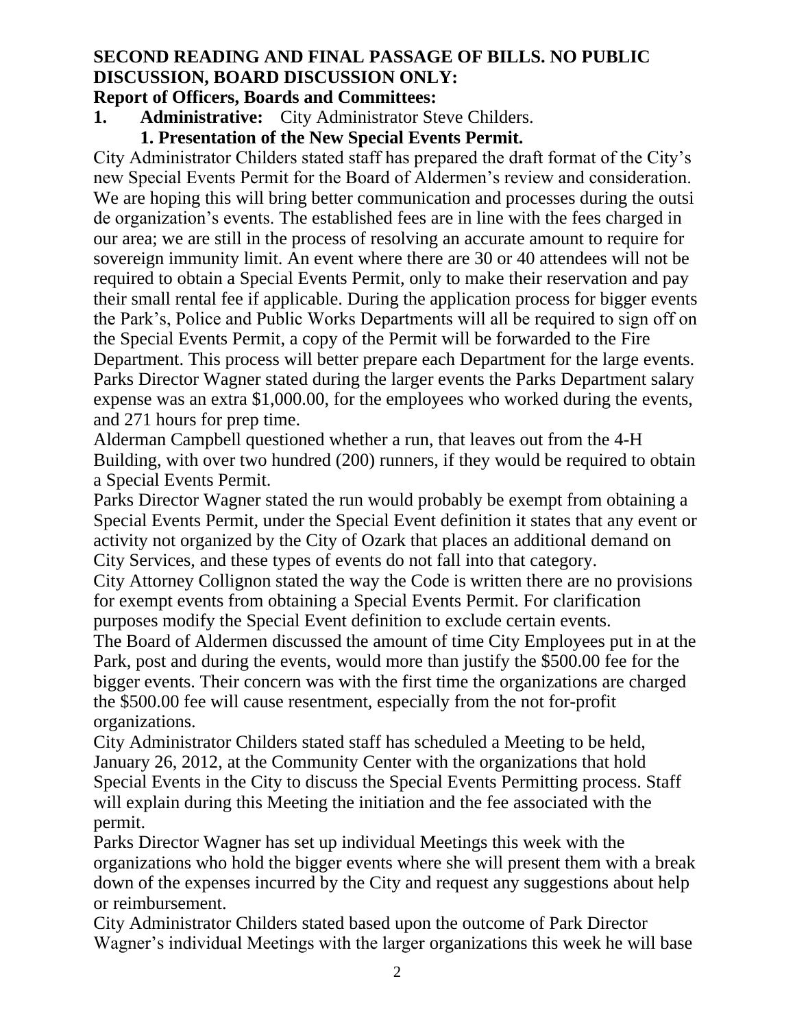**SECOND READING AND FINAL PASSAGE OF BILLS. NO PUBLIC DISCUSSION, BOARD DISCUSSION ONLY:**

**Report of Officers, Boards and Committees:**

**1. Administrative:** City Administrator Steve Childers.

**1. Presentation of the New Special Events Permit.**

City Administrator Childers stated staff has prepared the draft format of the City's new Special Events Permit for the Board of Aldermen's review and consideration. We are hoping this will bring better communication and processes during the outsi de organization's events. The established fees are in line with the fees charged in our area; we are still in the process of resolving an accurate amount to require for sovereign immunity limit. An event where there are 30 or 40 attendees will not be required to obtain a Special Events Permit, only to make their reservation and pay their small rental fee if applicable. During the application process for bigger events the Park's, Police and Public Works Departments will all be required to sign off on the Special Events Permit, a copy of the Permit will be forwarded to the Fire Department. This process will better prepare each Department for the large events.

Parks Director Wagner stated during the larger events the Parks Department salary expense was an extra $1,000.00, for the employees who worked during the events, and 271 hours for prep time.

Alderman Campbell questioned whether a run, that leaves out from the 4-H Building, with over two hundred (200) runners, if they would be required to obtain a Special Events Permit.

Parks Director Wagner stated the run would probably be exempt from obtaining a Special Events Permit, under the Special Event definition it states that any event or activity not organized by the City of Ozark that places an additional demand on City Services, and these types of events do not fall into that category.

City Attorney Collignon stated the way the Code is written there are no provisions for exempt events from obtaining a Special Events Permit. For clarification purposes modify the Special Event definition to exclude certain events.

The Board of Aldermen discussed the amount of time City Employees put in at the Park, post and during the events, would more than justify the $500.00 fee for the bigger events. Their concern was with the first time the organizations are charged the $500.00 fee will cause resentment, especially from the not for-profit organizations.

City Administrator Childers stated staff has scheduled a Meeting to be held, January 26, 2012, at the Community Center with the organizations that hold Special Events in the City to discuss the Special Events Permitting process. Staff will explain during this Meeting the initiation and the fee associated with the permit.

Parks Director Wagner has set up individual Meetings this week with the organizations who hold the bigger events where she will present them with a break down of the expenses incurred by the City and request any suggestions about help or reimbursement.

City Administrator Childers stated based upon the outcome of Park Director Wagner's individual Meetings with the larger organizations this week he will base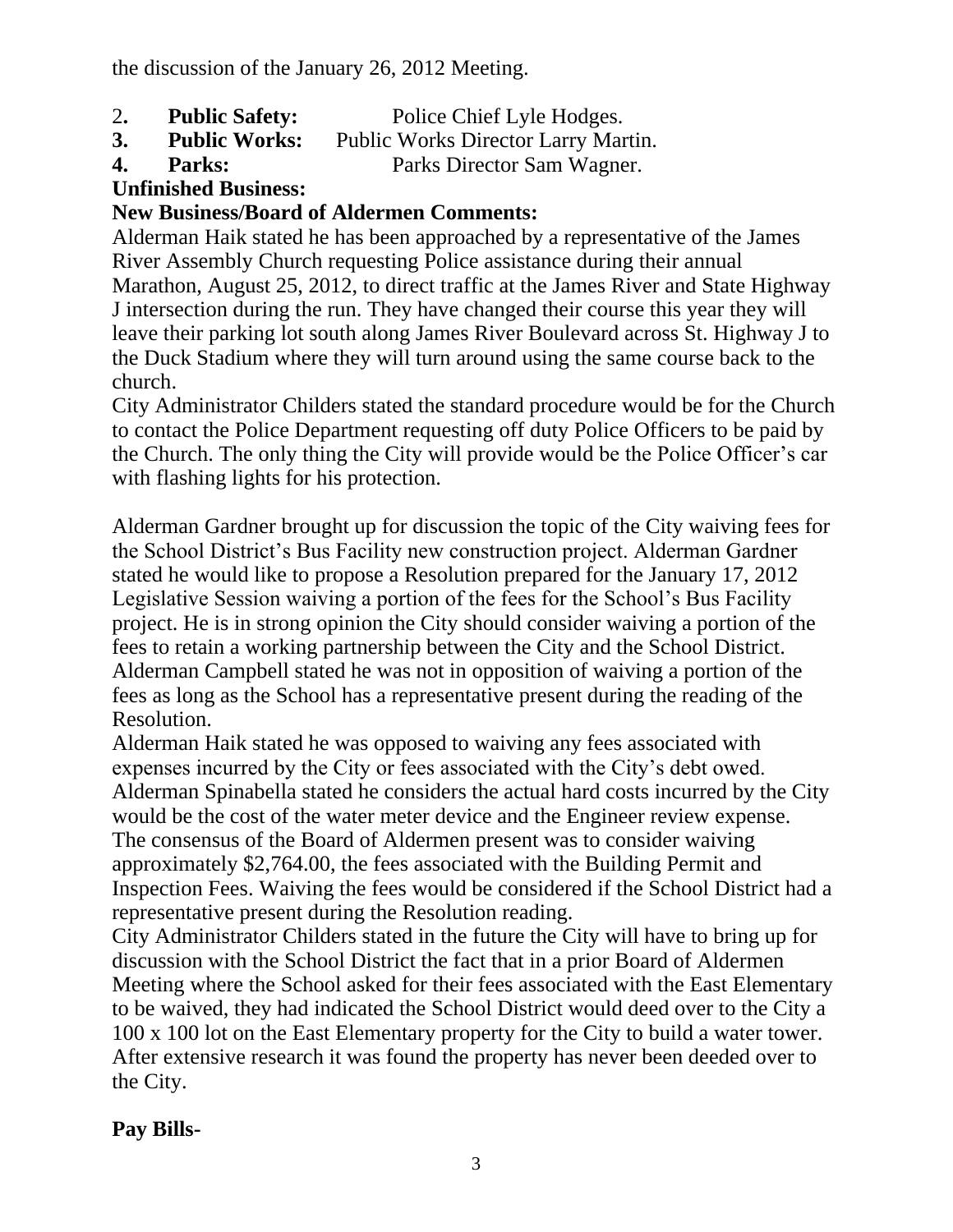the discussion of the January 26, 2012 Meeting.

2. **Public Safety:** Police Chief Lyle Hodges.
3. **Public Works:** Public Works Director Larry Martin.
4. **Parks:** Parks Director Sam Wagner.

**Unfinished Business:**

**New Business/Board of Aldermen Comments:**

Alderman Haik stated he has been approached by a representative of the James River Assembly Church requesting Police assistance during their annual Marathon, August 25, 2012, to direct traffic at the James River and State Highway J intersection during the run. They have changed their course this year they will leave their parking lot south along James River Boulevard across St. Highway J to the Duck Stadium where they will turn around using the same course back to the church.

City Administrator Childers stated the standard procedure would be for the Church to contact the Police Department requesting off duty Police Officers to be paid by the Church. The only thing the City will provide would be the Police Officer's car with flashing lights for his protection.

Alderman Gardner brought up for discussion the topic of the City waiving fees for the School District's Bus Facility new construction project. Alderman Gardner stated he would like to propose a Resolution prepared for the January 17, 2012 Legislative Session waiving a portion of the fees for the School's Bus Facility project. He is in strong opinion the City should consider waiving a portion of the fees to retain a working partnership between the City and the School District.

Alderman Campbell stated he was not in opposition of waiving a portion of the fees as long as the School has a representative present during the reading of the Resolution.

Alderman Haik stated he was opposed to waiving any fees associated with expenses incurred by the City or fees associated with the City's debt owed.

Alderman Spinabella stated he considers the actual hard costs incurred by the City would be the cost of the water meter device and the Engineer review expense.

The consensus of the Board of Aldermen present was to consider waiving approximately $2,764.00, the fees associated with the Building Permit and Inspection Fees. Waiving the fees would be considered if the School District had a representative present during the Resolution reading.

City Administrator Childers stated in the future the City will have to bring up for discussion with the School District the fact that in a prior Board of Aldermen Meeting where the School asked for their fees associated with the East Elementary to be waived, they had indicated the School District would deed over to the City a 100 x 100 lot on the East Elementary property for the City to build a water tower. After extensive research it was found the property has never been deeded over to the City.

**Pay Bills-**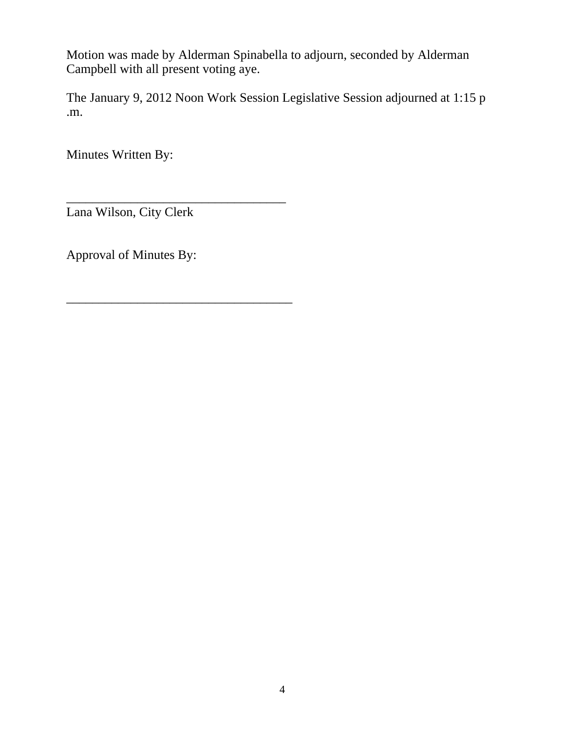Motion was made by Alderman Spinabella to adjourn, seconded by Alderman Campbell with all present voting aye.

The January 9, 2012 Noon Work Session Legislative Session adjourned at 1:15 p .m.

Minutes Written By:

___________________________________
Lana Wilson, City Clerk

Approval of Minutes By:

____________________________________